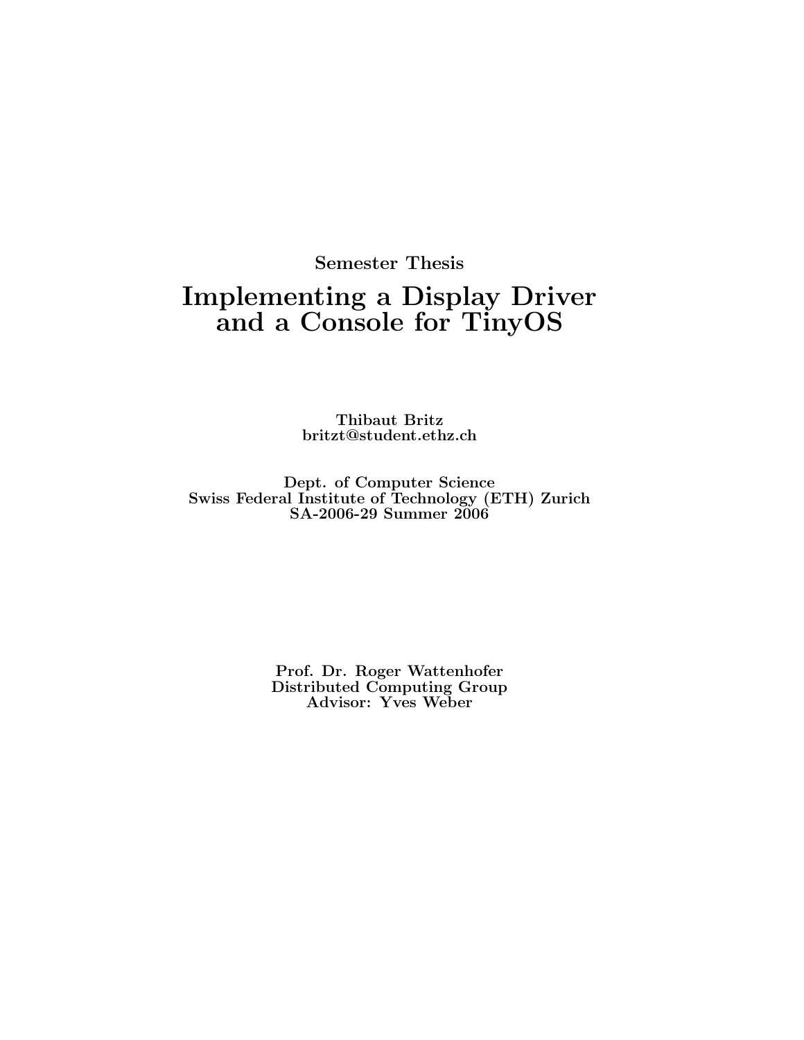**Semester Thesis**

# Implementing a Display Driver and a Console for TinyOS

**Thibaut Britz**
**britzt@student.ethz.ch**

**Dept. of Computer Science**
**Swiss Federal Institute of Technology (ETH) Zurich**
**SA-2006-29 Summer 2006**

**Prof. Dr. Roger Wattenhofer**
**Distributed Computing Group**
**Advisor: Yves Weber**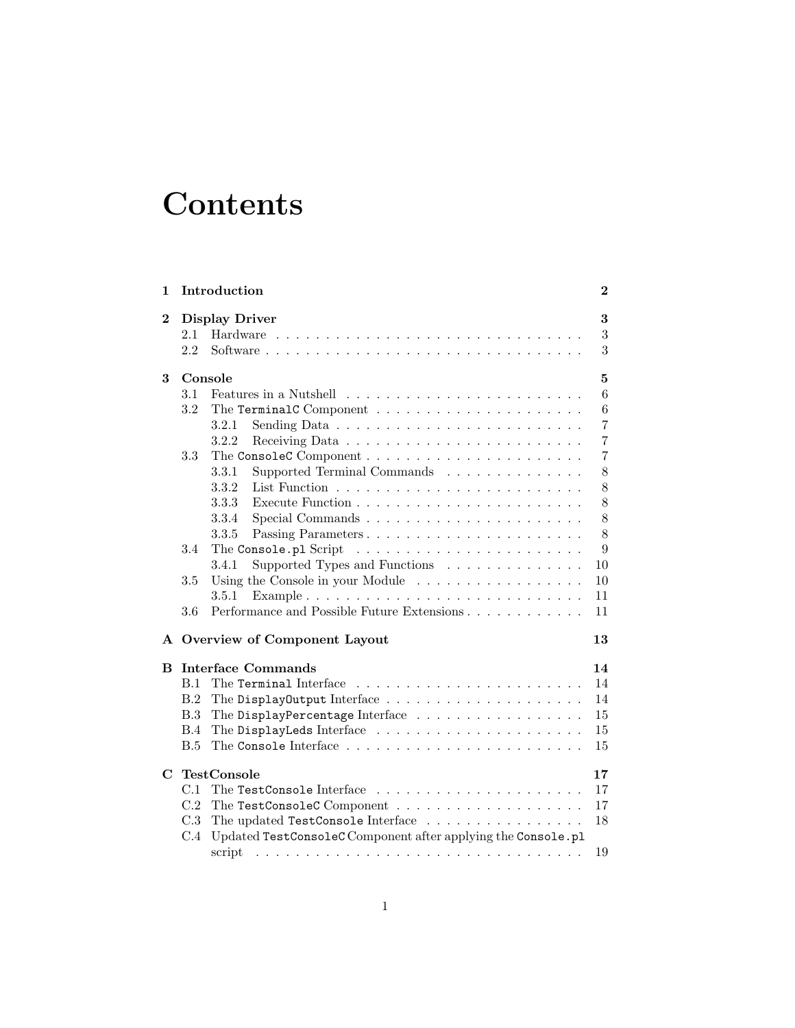# Contents

- **1 Introduction** — **2**
- **2 Display Driver** — **3**
  - 2.1 Hardware — 3
  - 2.2 Software — 3
- **3 Console** — **5**
  - 3.1 Features in a Nutshell — 6
  - 3.2 The `TerminalC` Component — 6
    - 3.2.1 Sending Data — 7
    - 3.2.2 Receiving Data — 7
  - 3.3 The `ConsoleC` Component — 7
    - 3.3.1 Supported Terminal Commands — 8
    - 3.3.2 List Function — 8
    - 3.3.3 Execute Function — 8
    - 3.3.4 Special Commands — 8
    - 3.3.5 Passing Parameters — 8
  - 3.4 The `Console.pl` Script — 9
    - 3.4.1 Supported Types and Functions — 10
  - 3.5 Using the Console in your Module — 10
    - 3.5.1 Example — 11
  - 3.6 Performance and Possible Future Extensions — 11
- **A Overview of Component Layout** — **13**
- **B Interface Commands** — **14**
  - B.1 The `Terminal` Interface — 14
  - B.2 The `DisplayOutput` Interface — 14
  - B.3 The `DisplayPercentage` Interface — 15
  - B.4 The `DisplayLeds` Interface — 15
  - B.5 The `Console` Interface — 15
- **C TestConsole** — **17**
  - C.1 The `TestConsole` Interface — 17
  - C.2 The `TestConsoleC` Component — 17
  - C.3 The updated `TestConsole` Interface — 18
  - C.4 Updated `TestConsoleC` Component after applying the `Console.pl` script — 19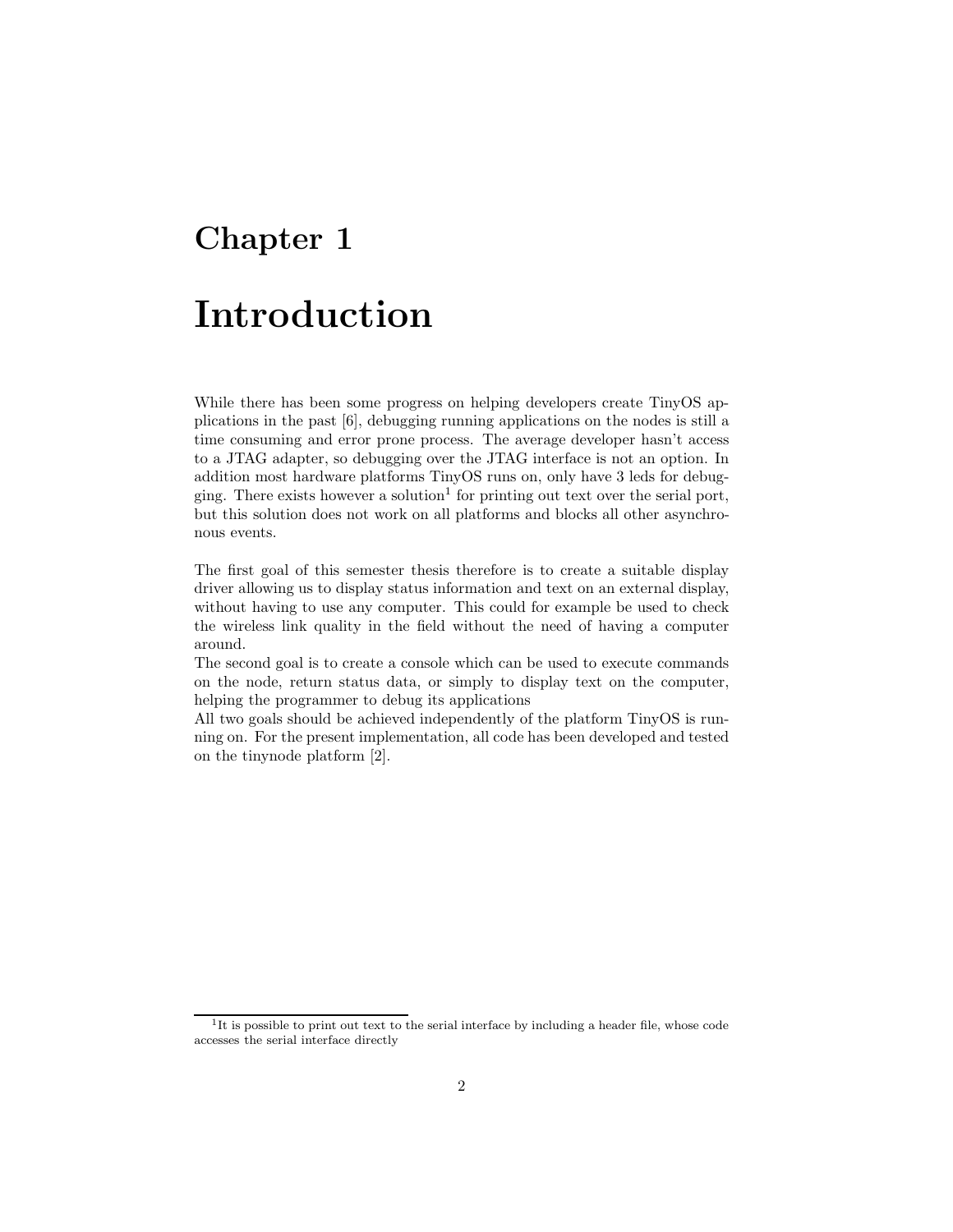# Chapter 1

# Introduction

While there has been some progress on helping developers create TinyOS applications in the past [6], debugging running applications on the nodes is still a time consuming and error prone process. The average developer hasn't access to a JTAG adapter, so debugging over the JTAG interface is not an option. In addition most hardware platforms TinyOS runs on, only have 3 leds for debugging. There exists however a solution[1] for printing out text over the serial port, but this solution does not work on all platforms and blocks all other asynchronous events.

The first goal of this semester thesis therefore is to create a suitable display driver allowing us to display status information and text on an external display, without having to use any computer. This could for example be used to check the wireless link quality in the field without the need of having a computer around.
The second goal is to create a console which can be used to execute commands on the node, return status data, or simply to display text on the computer, helping the programmer to debug its applications
All two goals should be achieved independently of the platform TinyOS is running on. For the present implementation, all code has been developed and tested on the tinynode platform [2].

[1] It is possible to print out text to the serial interface by including a header file, whose code accesses the serial interface directly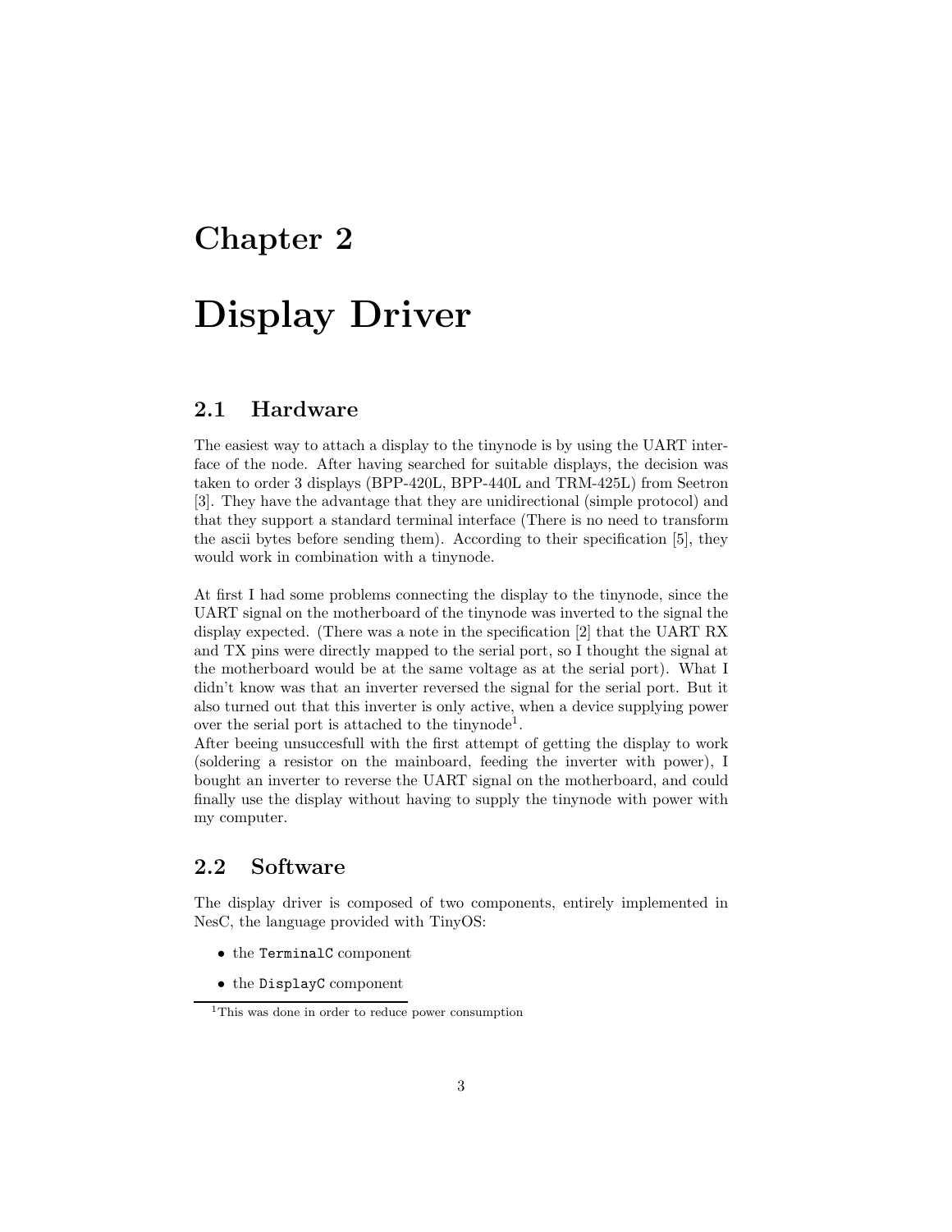# Chapter 2

# Display Driver

## 2.1 Hardware

The easiest way to attach a display to the tinynode is by using the UART interface of the node. After having searched for suitable displays, the decision was taken to order 3 displays (BPP-420L, BPP-440L and TRM-425L) from Seetron [3]. They have the advantage that they are unidirectional (simple protocol) and that they support a standard terminal interface (There is no need to transform the ascii bytes before sending them). According to their specification [5], they would work in combination with a tinynode.

At first I had some problems connecting the display to the tinynode, since the UART signal on the motherboard of the tinynode was inverted to the signal the display expected. (There was a note in the specification [2] that the UART RX and TX pins were directly mapped to the serial port, so I thought the signal at the motherboard would be at the same voltage as at the serial port). What I didn't know was that an inverter reversed the signal for the serial port. But it also turned out that this inverter is only active, when a device supplying power over the serial port is attached to the tinynode[1].

After beeing unsuccesfull with the first attempt of getting the display to work (soldering a resistor on the mainboard, feeding the inverter with power), I bought an inverter to reverse the UART signal on the motherboard, and could finally use the display without having to supply the tinynode with power with my computer.

## 2.2 Software

The display driver is composed of two components, entirely implemented in NesC, the language provided with TinyOS:

- the `TerminalC` component
- the `DisplayC` component

[1] This was done in order to reduce power consumption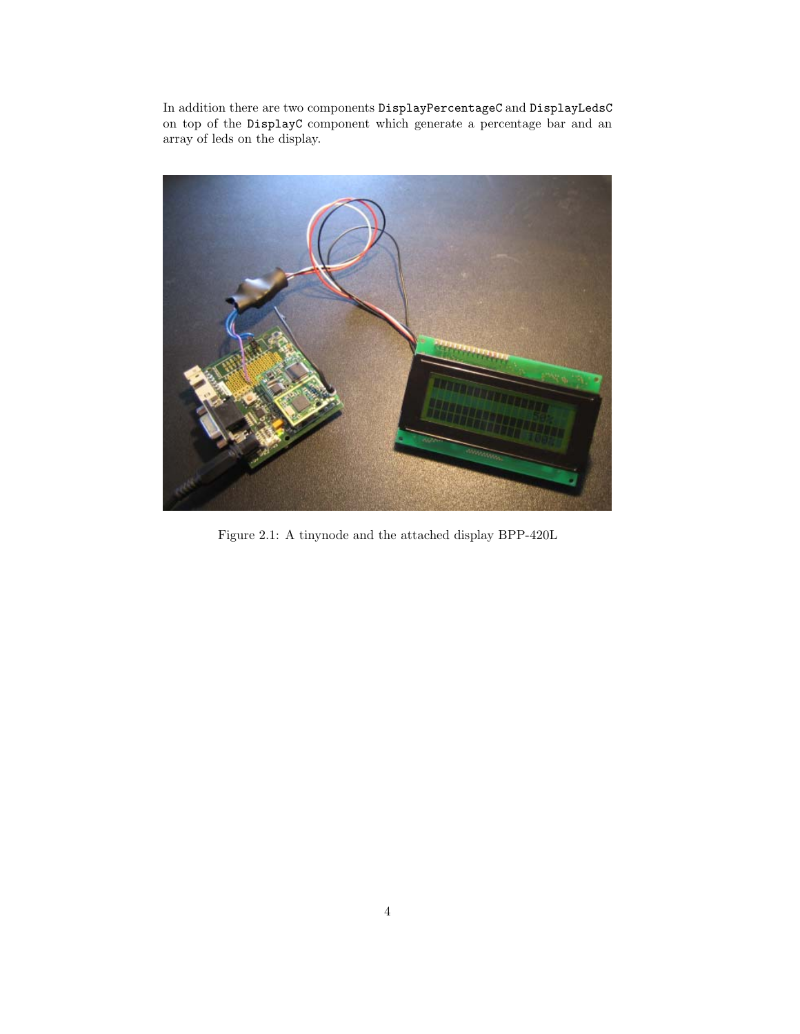In addition there are two components `DisplayPercentageC` and `DisplayLedsC` on top of the `DisplayC` component which generate a percentage bar and an array of leds on the display.

Figure 2.1: A tinynode and the attached display BPP-420L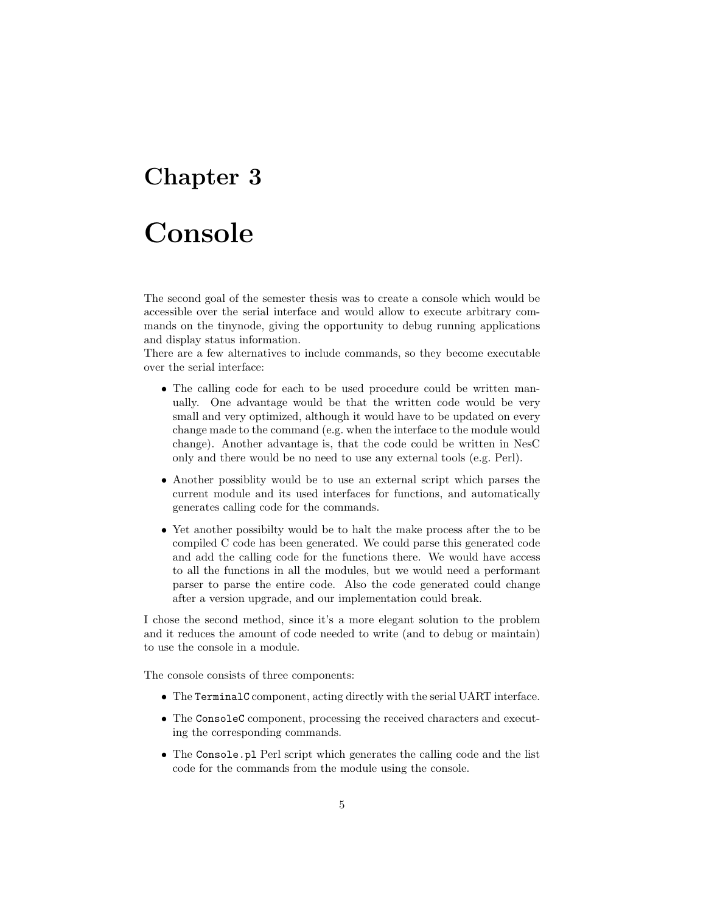# Chapter 3

# Console

The second goal of the semester thesis was to create a console which would be accessible over the serial interface and would allow to execute arbitrary commands on the tinynode, giving the opportunity to debug running applications and display status information.
There are a few alternatives to include commands, so they become executable over the serial interface:

- The calling code for each to be used procedure could be written manually. One advantage would be that the written code would be very small and very optimized, although it would have to be updated on every change made to the command (e.g. when the interface to the module would change). Another advantage is, that the code could be written in NesC only and there would be no need to use any external tools (e.g. Perl).
- Another possiblity would be to use an external script which parses the current module and its used interfaces for functions, and automatically generates calling code for the commands.
- Yet another possibilty would be to halt the make process after the to be compiled C code has been generated. We could parse this generated code and add the calling code for the functions there. We would have access to all the functions in all the modules, but we would need a performant parser to parse the entire code. Also the code generated could change after a version upgrade, and our implementation could break.

I chose the second method, since it's a more elegant solution to the problem and it reduces the amount of code needed to write (and to debug or maintain) to use the console in a module.

The console consists of three components:

- The `TerminalC` component, acting directly with the serial UART interface.
- The `ConsoleC` component, processing the received characters and executing the corresponding commands.
- The `Console.pl` Perl script which generates the calling code and the list code for the commands from the module using the console.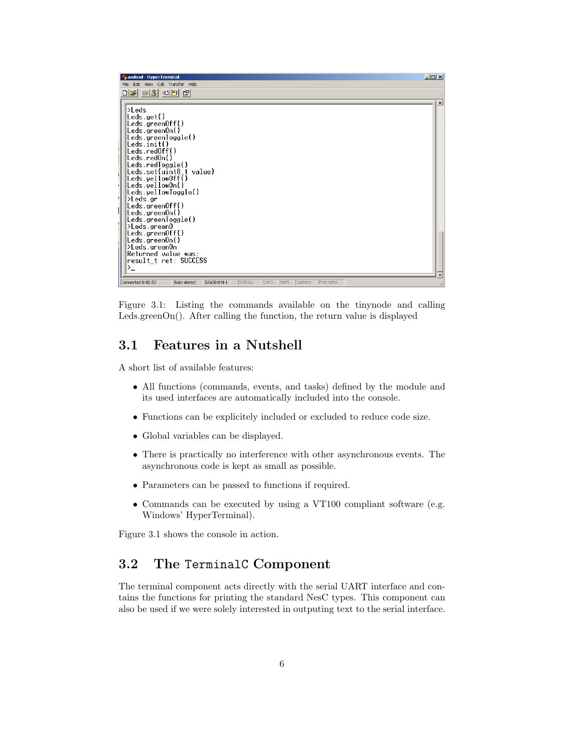```
>Leds
Leds.get()
Leds.greenOff()
Leds.greenOn()
Leds.greenToggle()
Leds.init()
Leds.redOff()
Leds.redOn()
Leds.redToggle()
Leds.set(uint8_t value)
Leds.yellowOff()
Leds.yellowOn()
Leds.yellowToggle()
>Leds.gr
Leds.greenOff()
Leds.greenOn()
Leds.greenToggle()
>Leds.greenO
Leds.greenOff()
Leds.greenOn()
>Leds.greenOn
Returned value was:
result_t ret: SUCCESS
>_
```

Figure 3.1: Listing the commands available on the tinynode and calling Leds.greenOn(). After calling the function, the return value is displayed

## 3.1 Features in a Nutshell

A short list of available features:

- All functions (commands, events, and tasks) defined by the module and its used interfaces are automatically included into the console.
- Functions can be explicitely included or excluded to reduce code size.
- Global variables can be displayed.
- There is practically no interference with other asynchronous events. The asynchronous code is kept as small as possible.
- Parameters can be passed to functions if required.
- Commands can be executed by using a VT100 compliant software (e.g. Windows' HyperTerminal).

Figure 3.1 shows the console in action.

## 3.2 The `TerminalC` Component

The terminal component acts directly with the serial UART interface and contains the functions for printing the standard NesC types. This component can also be used if we were solely interested in outputing text to the serial interface.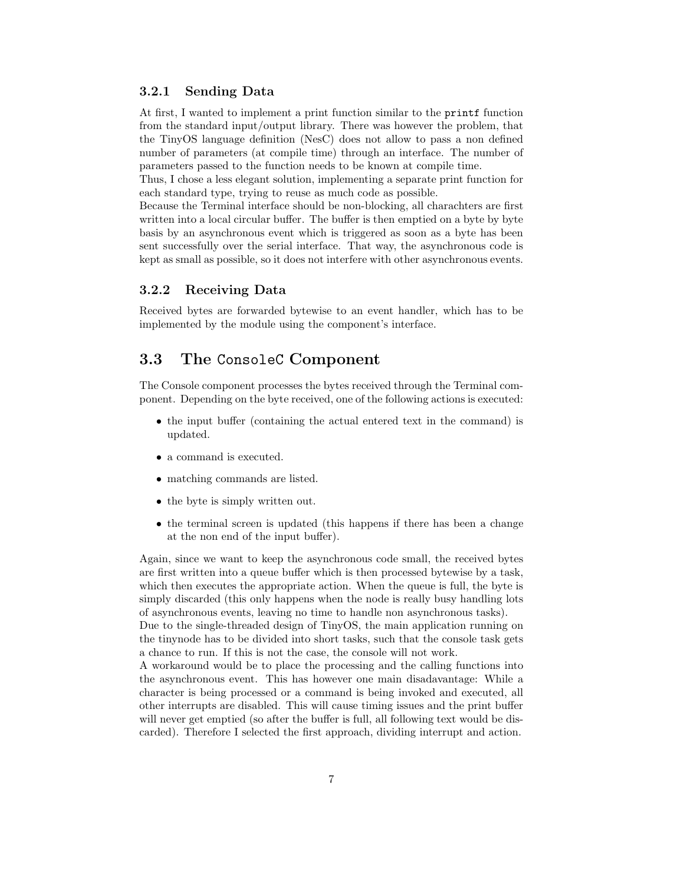### 3.2.1 Sending Data

At first, I wanted to implement a print function similar to the `printf` function from the standard input/output library. There was however the problem, that the TinyOS language definition (NesC) does not allow to pass a non defined number of parameters (at compile time) through an interface. The number of parameters passed to the function needs to be known at compile time.
Thus, I chose a less elegant solution, implementing a separate print function for each standard type, trying to reuse as much code as possible.
Because the Terminal interface should be non-blocking, all charachters are first written into a local circular buffer. The buffer is then emptied on a byte by byte basis by an asynchronous event which is triggered as soon as a byte has been sent successfully over the serial interface. That way, the asynchronous code is kept as small as possible, so it does not interfere with other asynchronous events.

### 3.2.2 Receiving Data

Received bytes are forwarded bytewise to an event handler, which has to be implemented by the module using the component's interface.

## 3.3 The `ConsoleC` Component

The Console component processes the bytes received through the Terminal component. Depending on the byte received, one of the following actions is executed:

- the input buffer (containing the actual entered text in the command) is updated.
- a command is executed.
- matching commands are listed.
- the byte is simply written out.
- the terminal screen is updated (this happens if there has been a change at the non end of the input buffer).

Again, since we want to keep the asynchronous code small, the received bytes are first written into a queue buffer which is then processed bytewise by a task, which then executes the appropriate action. When the queue is full, the byte is simply discarded (this only happens when the node is really busy handling lots of asynchronous events, leaving no time to handle non asynchronous tasks).
Due to the single-threaded design of TinyOS, the main application running on the tinynode has to be divided into short tasks, such that the console task gets a chance to run. If this is not the case, the console will not work.
A workaround would be to place the processing and the calling functions into the asynchronous event. This has however one main disadavantage: While a character is being processed or a command is being invoked and executed, all other interrupts are disabled. This will cause timing issues and the print buffer will never get emptied (so after the buffer is full, all following text would be discarded). Therefore I selected the first approach, dividing interrupt and action.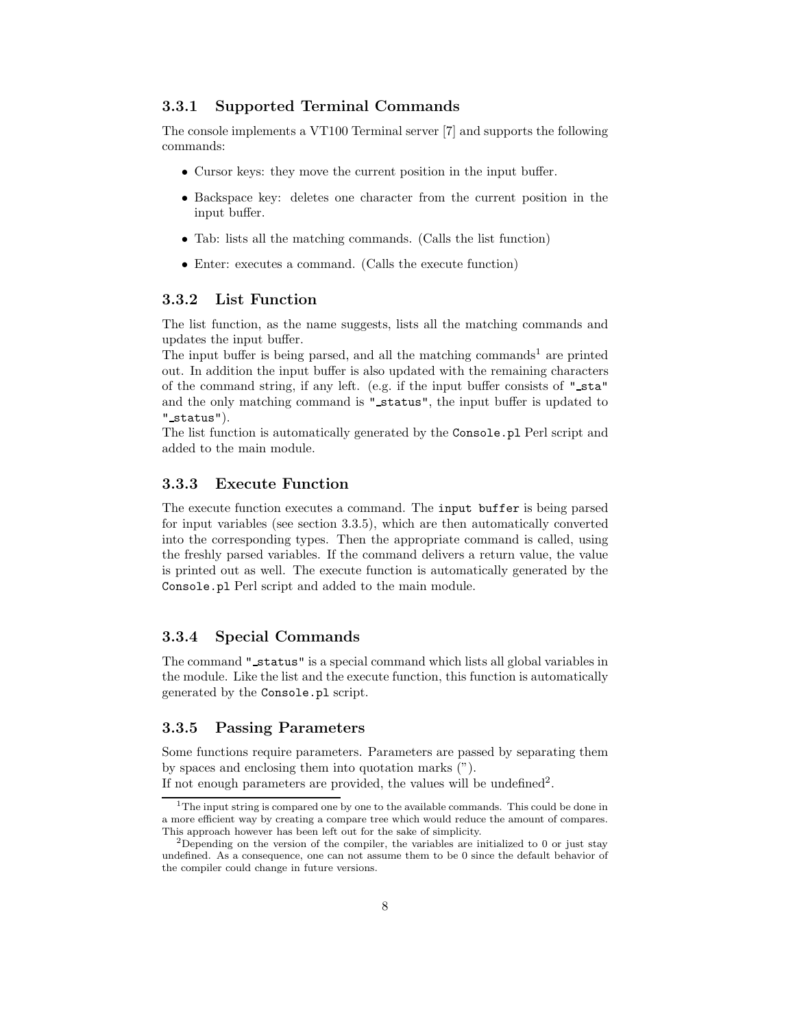### 3.3.1 Supported Terminal Commands

The console implements a VT100 Terminal server [7] and supports the following commands:

- Cursor keys: they move the current position in the input buffer.
- Backspace key: deletes one character from the current position in the input buffer.
- Tab: lists all the matching commands. (Calls the list function)
- Enter: executes a command. (Calls the execute function)

### 3.3.2 List Function

The list function, as the name suggests, lists all the matching commands and updates the input buffer.
The input buffer is being parsed, and all the matching commands[1] are printed out. In addition the input buffer is also updated with the remaining characters of the command string, if any left. (e.g. if the input buffer consists of `"_sta"` and the only matching command is `"_status"`, the input buffer is updated to `"_status"`).
The list function is automatically generated by the `Console.pl` Perl script and added to the main module.

### 3.3.3 Execute Function

The execute function executes a command. The `input buffer` is being parsed for input variables (see section 3.3.5), which are then automatically converted into the corresponding types. Then the appropriate command is called, using the freshly parsed variables. If the command delivers a return value, the value is printed out as well. The execute function is automatically generated by the `Console.pl` Perl script and added to the main module.

### 3.3.4 Special Commands

The command `"_status"` is a special command which lists all global variables in the module. Like the list and the execute function, this function is automatically generated by the `Console.pl` script.

### 3.3.5 Passing Parameters

Some functions require parameters. Parameters are passed by separating them by spaces and enclosing them into quotation marks (").
If not enough parameters are provided, the values will be undefined[2].

---

[1] The input string is compared one by one to the available commands. This could be done in a more efficient way by creating a compare tree which would reduce the amount of compares. This approach however has been left out for the sake of simplicity.

[2] Depending on the version of the compiler, the variables are initialized to 0 or just stay undefined. As a consequence, one can not assume them to be 0 since the default behavior of the compiler could change in future versions.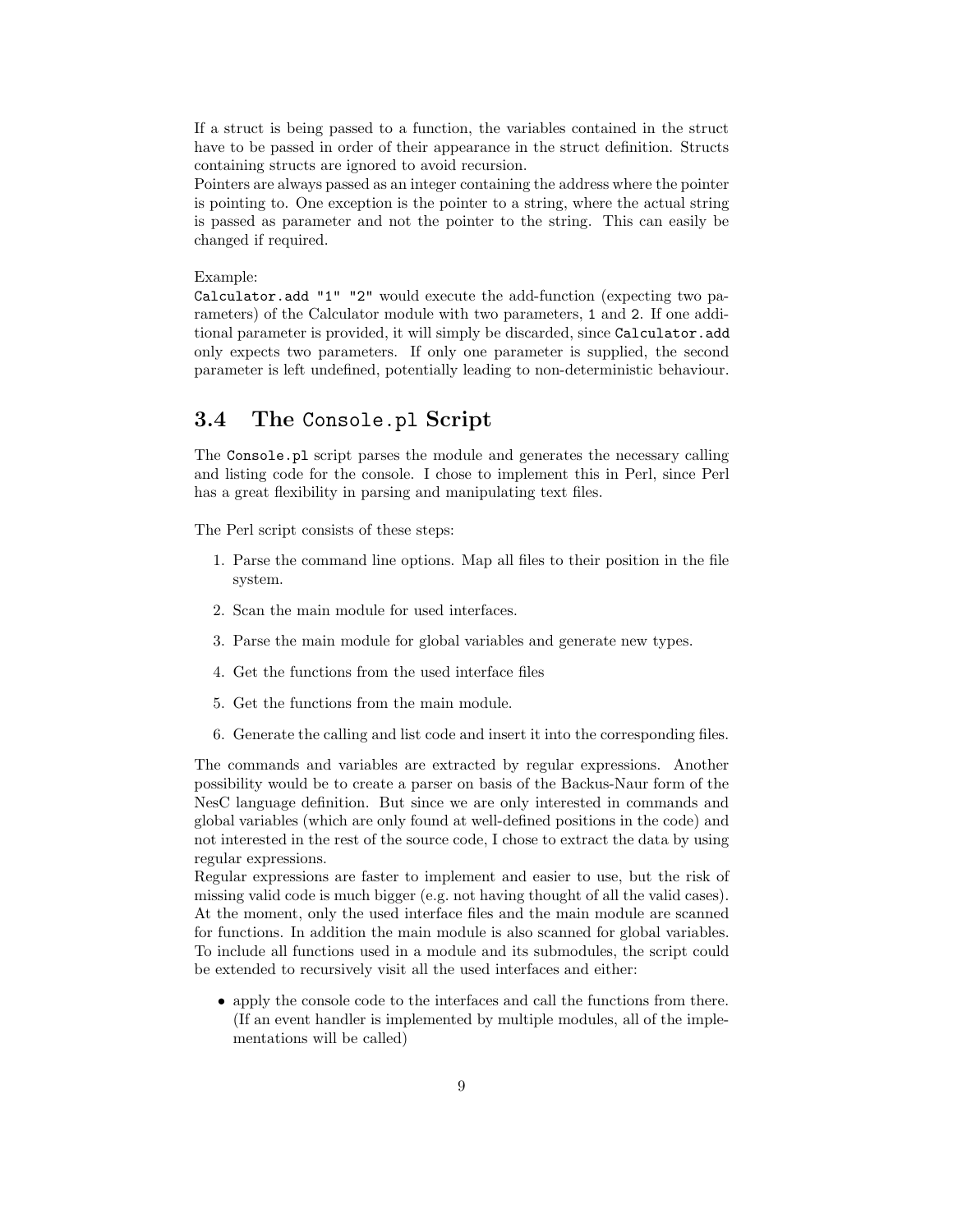If a struct is being passed to a function, the variables contained in the struct have to be passed in order of their appearance in the struct definition. Structs containing structs are ignored to avoid recursion.
Pointers are always passed as an integer containing the address where the pointer is pointing to. One exception is the pointer to a string, where the actual string is passed as parameter and not the pointer to the string. This can easily be changed if required.

Example:
`Calculator.add "1" "2"` would execute the add-function (expecting two parameters) of the Calculator module with two parameters, `1` and `2`. If one additional parameter is provided, it will simply be discarded, since `Calculator.add` only expects two parameters. If only one parameter is supplied, the second parameter is left undefined, potentially leading to non-deterministic behaviour.

## 3.4 The `Console.pl` Script

The `Console.pl` script parses the module and generates the necessary calling and listing code for the console. I chose to implement this in Perl, since Perl has a great flexibility in parsing and manipulating text files.

The Perl script consists of these steps:

1. Parse the command line options. Map all files to their position in the file system.
2. Scan the main module for used interfaces.
3. Parse the main module for global variables and generate new types.
4. Get the functions from the used interface files
5. Get the functions from the main module.
6. Generate the calling and list code and insert it into the corresponding files.

The commands and variables are extracted by regular expressions. Another possibility would be to create a parser on basis of the Backus-Naur form of the NesC language definition. But since we are only interested in commands and global variables (which are only found at well-defined positions in the code) and not interested in the rest of the source code, I chose to extract the data by using regular expressions.
Regular expressions are faster to implement and easier to use, but the risk of missing valid code is much bigger (e.g. not having thought of all the valid cases). At the moment, only the used interface files and the main module are scanned for functions. In addition the main module is also scanned for global variables. To include all functions used in a module and its submodules, the script could be extended to recursively visit all the used interfaces and either:

- apply the console code to the interfaces and call the functions from there. (If an event handler is implemented by multiple modules, all of the implementations will be called)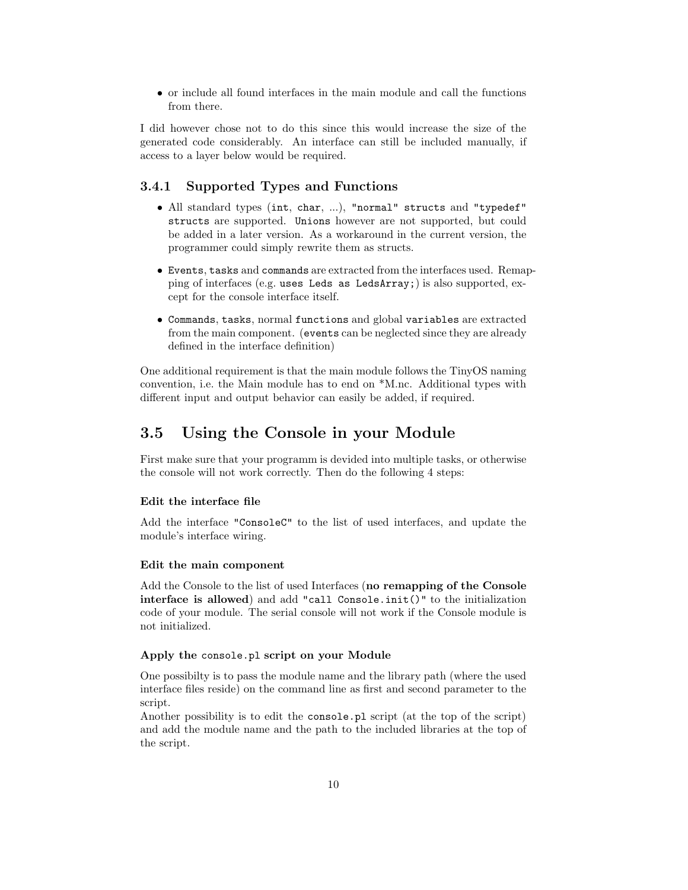- or include all found interfaces in the main module and call the functions from there.

I did however chose not to do this since this would increase the size of the generated code considerably. An interface can still be included manually, if access to a layer below would be required.

### 3.4.1 Supported Types and Functions

- All standard types (`int`, `char`, ...), `"normal" structs` and `"typedef" structs` are supported. `Unions` however are not supported, but could be added in a later version. As a workaround in the current version, the programmer could simply rewrite them as structs.
- `Events`, `tasks` and `commands` are extracted from the interfaces used. Remapping of interfaces (e.g. `uses Leds as LedsArray;`) is also supported, except for the console interface itself.
- `Commands`, `tasks`, normal `functions` and global `variables` are extracted from the main component. (`events` can be neglected since they are already defined in the interface definition)

One additional requirement is that the main module follows the TinyOS naming convention, i.e. the Main module has to end on *M.nc. Additional types with different input and output behavior can easily be added, if required.

## 3.5 Using the Console in your Module

First make sure that your programm is devided into multiple tasks, or otherwise the console will not work correctly. Then do the following 4 steps:

#### Edit the interface file

Add the interface `"ConsoleC"` to the list of used interfaces, and update the module's interface wiring.

#### Edit the main component

Add the Console to the list of used Interfaces (**no remapping of the Console interface is allowed**) and add `"call Console.init()"` to the initialization code of your module. The serial console will not work if the Console module is not initialized.

#### Apply the `console.pl` script on your Module

One possibilty is to pass the module name and the library path (where the used interface files reside) on the command line as first and second parameter to the script.
Another possibility is to edit the `console.pl` script (at the top of the script) and add the module name and the path to the included libraries at the top of the script.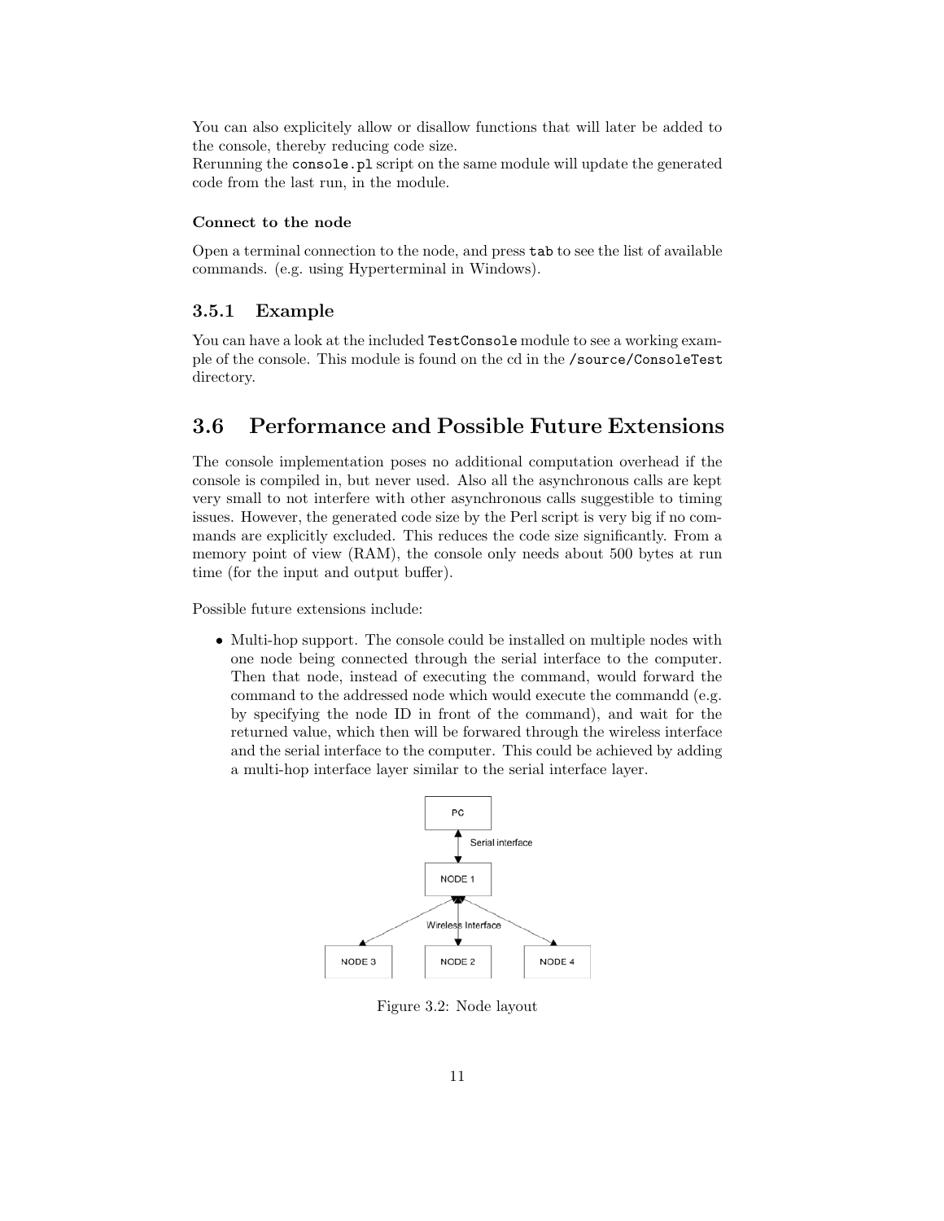You can also explicitely allow or disallow functions that will later be added to the console, thereby reducing code size.
Rerunning the `console.pl` script on the same module will update the generated code from the last run, in the module.

**Connect to the node**

Open a terminal connection to the node, and press `tab` to see the list of available commands. (e.g. using Hyperterminal in Windows).

### 3.5.1 Example

You can have a look at the included `TestConsole` module to see a working example of the console. This module is found on the cd in the `/source/ConsoleTest` directory.

## 3.6 Performance and Possible Future Extensions

The console implementation poses no additional computation overhead if the console is compiled in, but never used. Also all the asynchronous calls are kept very small to not interfere with other asynchronous calls suggestible to timing issues. However, the generated code size by the Perl script is very big if no commands are explicitly excluded. This reduces the code size significantly. From a memory point of view (RAM), the console only needs about 500 bytes at run time (for the input and output buffer).

Possible future extensions include:

- Multi-hop support. The console could be installed on multiple nodes with one node being connected through the serial interface to the computer. Then that node, instead of executing the command, would forward the command to the addressed node which would execute the commandd (e.g. by specifying the node ID in front of the command), and wait for the returned value, which then will be forwared through the wireless interface and the serial interface to the computer. This could be achieved by adding a multi-hop interface layer similar to the serial interface layer.

Figure 3.2: Node layout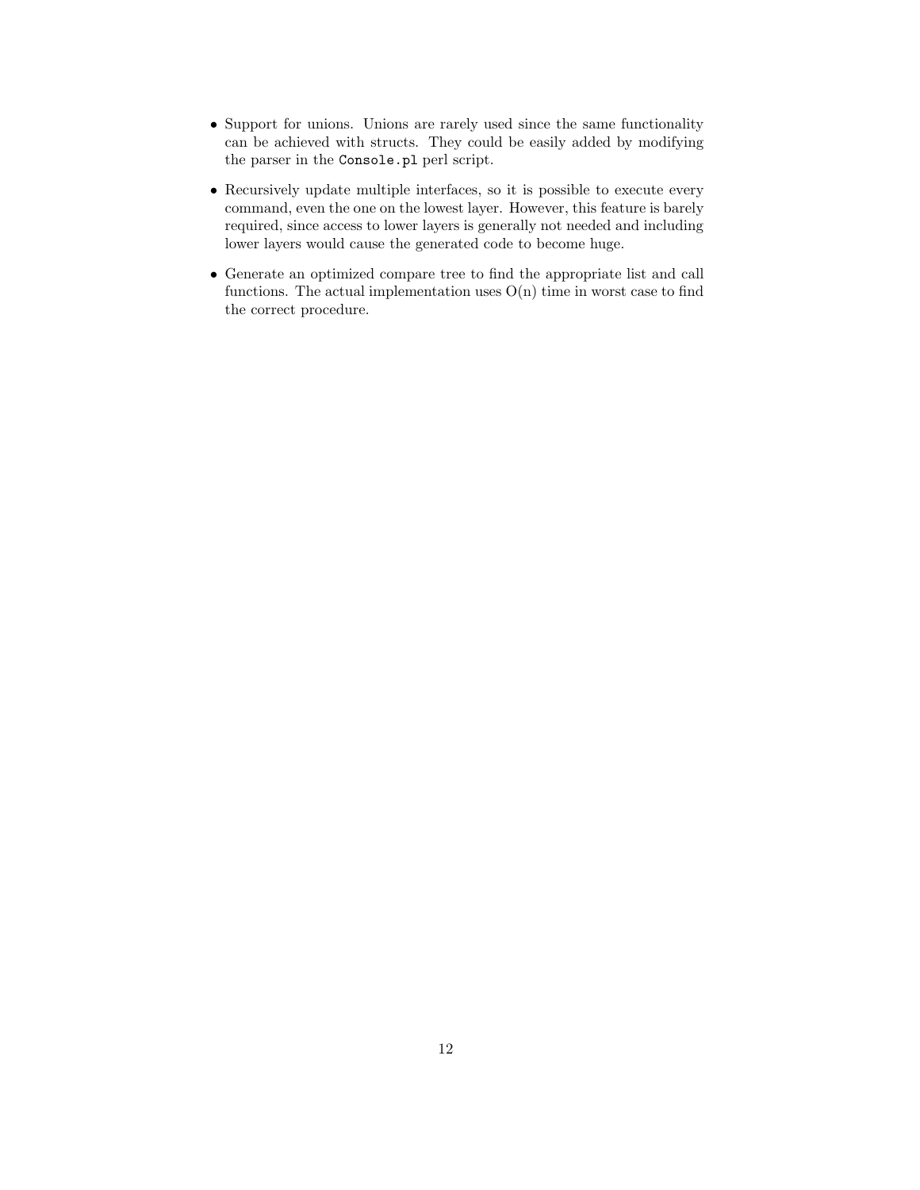- Support for unions. Unions are rarely used since the same functionality can be achieved with structs. They could be easily added by modifying the parser in the `Console.pl` perl script.
- Recursively update multiple interfaces, so it is possible to execute every command, even the one on the lowest layer. However, this feature is barely required, since access to lower layers is generally not needed and including lower layers would cause the generated code to become huge.
- Generate an optimized compare tree to find the appropriate list and call functions. The actual implementation uses $O(n)$ time in worst case to find the correct procedure.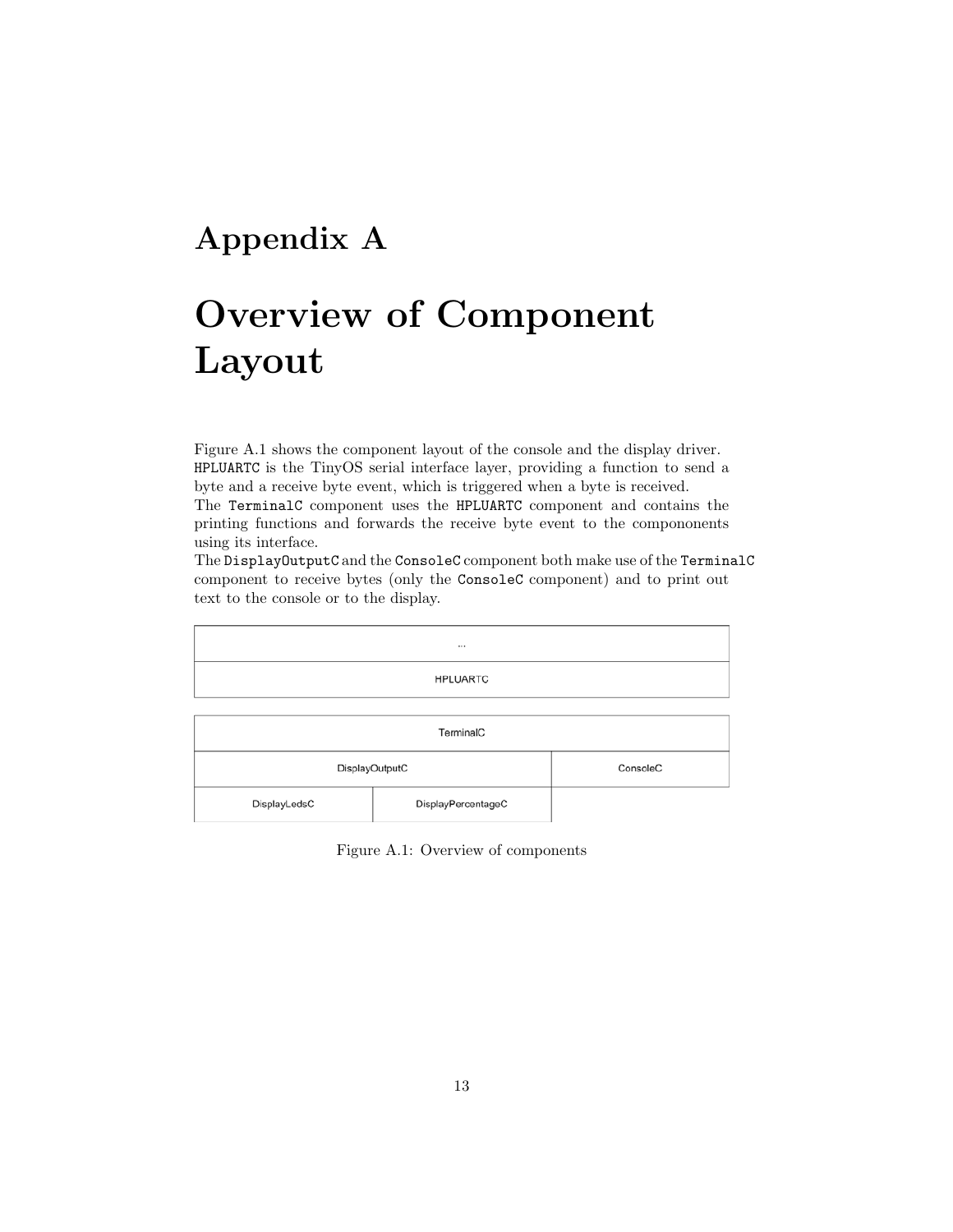# Appendix A

# Overview of Component Layout

Figure A.1 shows the component layout of the console and the display driver. `HPLUARTC` is the TinyOS serial interface layer, providing a function to send a byte and a receive byte event, which is triggered when a byte is received.
The `TerminalC` component uses the `HPLUARTC` component and contains the printing functions and forwards the receive byte event to the compononents using its interface.
The `DisplayOutputC` and the `ConsoleC` component both make use of the `TerminalC` component to receive bytes (only the `ConsoleC` component) and to print out text to the console or to the display.

| ... | | |
|---|---|---|
| HPLUARTC | | |

| TerminalC | | |
|---|---|---|
| DisplayOutputC | | ConsoleC |
| DisplayLedsC | DisplayPercentageC | |

Figure A.1: Overview of components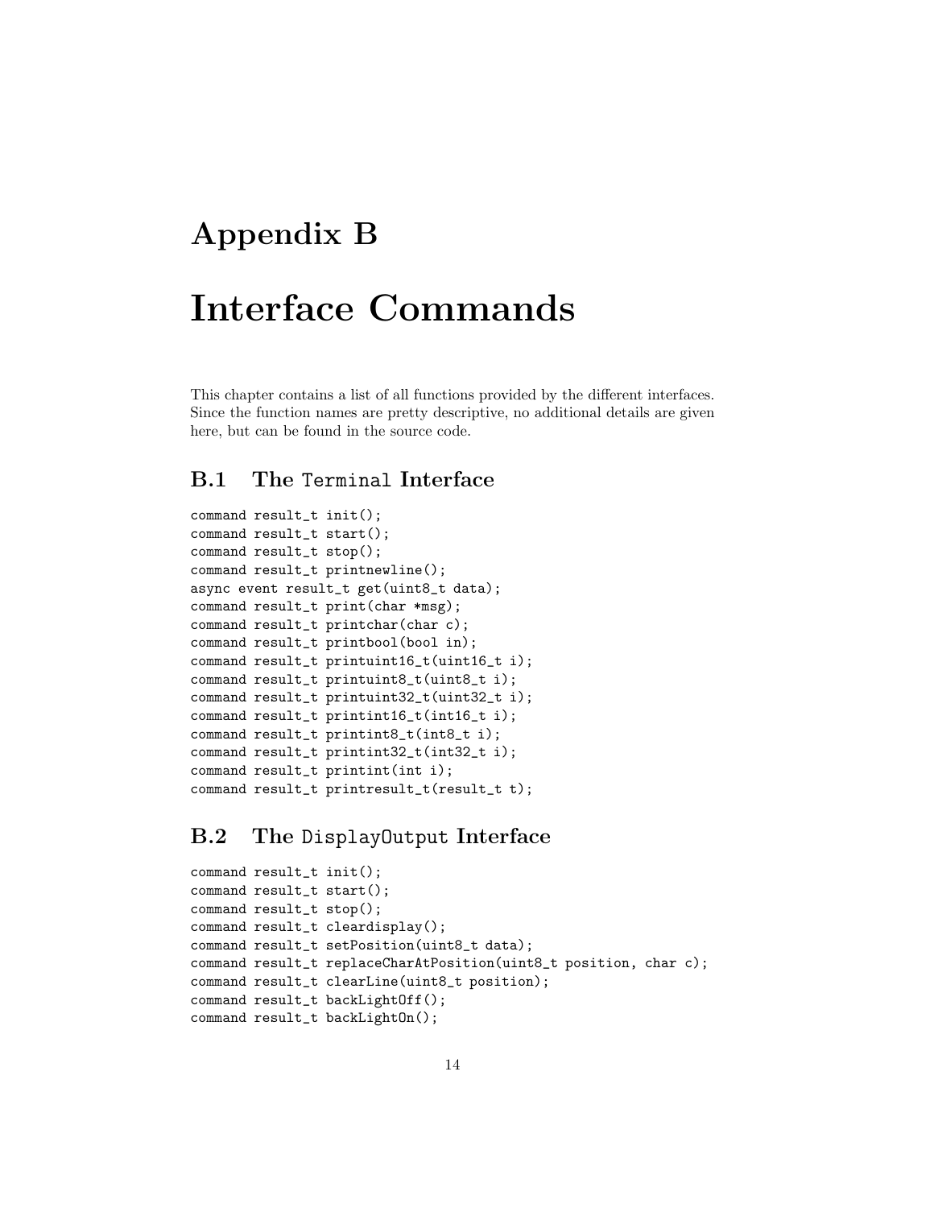# Appendix B

# Interface Commands

This chapter contains a list of all functions provided by the different interfaces. Since the function names are pretty descriptive, no additional details are given here, but can be found in the source code.

## B.1 The `Terminal` Interface

```
command result_t init();
command result_t start();
command result_t stop();
command result_t printnewline();
async event result_t get(uint8_t data);
command result_t print(char *msg);
command result_t printchar(char c);
command result_t printbool(bool in);
command result_t printuint16_t(uint16_t i);
command result_t printuint8_t(uint8_t i);
command result_t printuint32_t(uint32_t i);
command result_t printint16_t(int16_t i);
command result_t printint8_t(int8_t i);
command result_t printint32_t(int32_t i);
command result_t printint(int i);
command result_t printresult_t(result_t t);
```

## B.2 The `DisplayOutput` Interface

```
command result_t init();
command result_t start();
command result_t stop();
command result_t cleardisplay();
command result_t setPosition(uint8_t data);
command result_t replaceCharAtPosition(uint8_t position, char c);
command result_t clearLine(uint8_t position);
command result_t backLightOff();
command result_t backLightOn();
```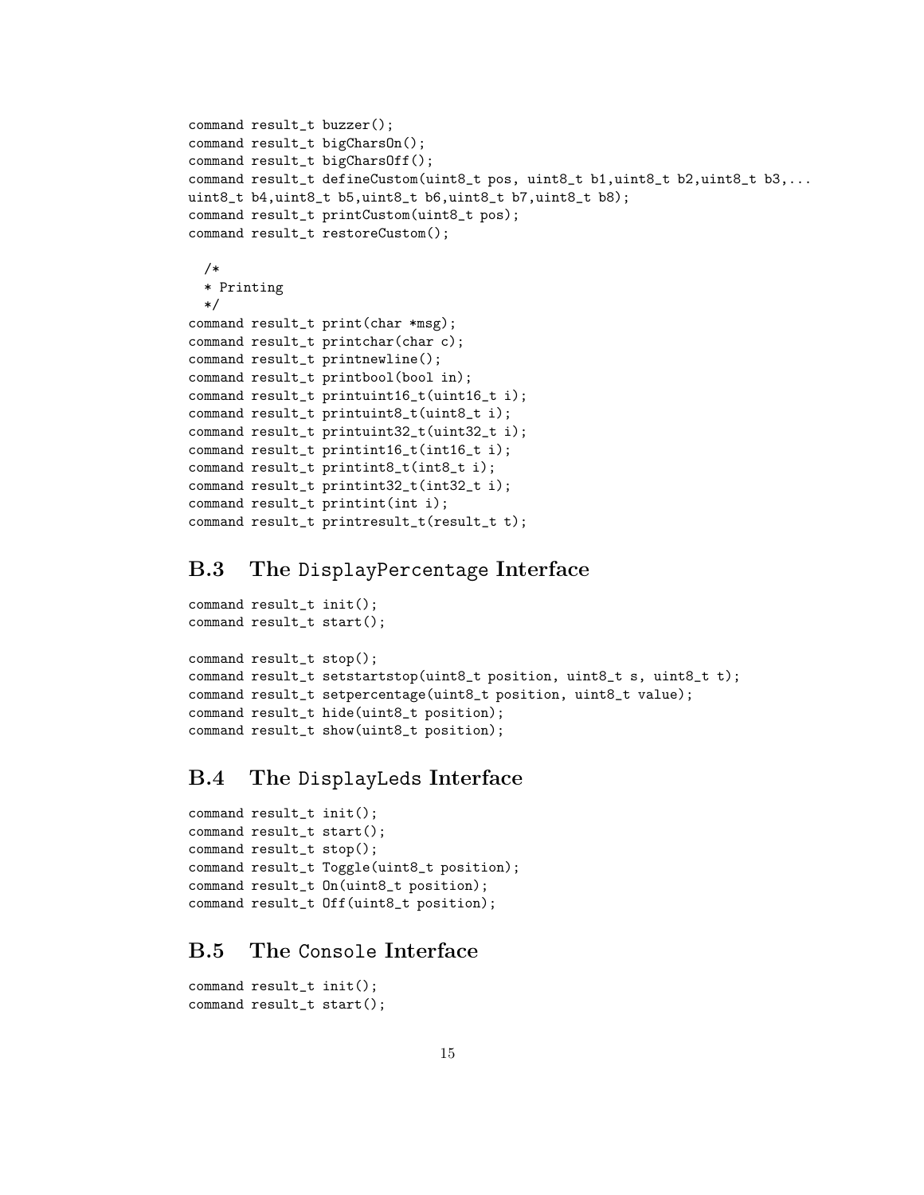```
command result_t buzzer();
command result_t bigCharsOn();
command result_t bigCharsOff();
command result_t defineCustom(uint8_t pos, uint8_t b1,uint8_t b2,uint8_t b3,...
uint8_t b4,uint8_t b5,uint8_t b6,uint8_t b7,uint8_t b8);
command result_t printCustom(uint8_t pos);
command result_t restoreCustom();

  /*
  * Printing
  */
command result_t print(char *msg);
command result_t printchar(char c);
command result_t printnewline();
command result_t printbool(bool in);
command result_t printuint16_t(uint16_t i);
command result_t printuint8_t(uint8_t i);
command result_t printuint32_t(uint32_t i);
command result_t printint16_t(int16_t i);
command result_t printint8_t(int8_t i);
command result_t printint32_t(int32_t i);
command result_t printint(int i);
command result_t printresult_t(result_t t);
```

## B.3 The `DisplayPercentage` Interface

```
command result_t init();
command result_t start();

command result_t stop();
command result_t setstartstop(uint8_t position, uint8_t s, uint8_t t);
command result_t setpercentage(uint8_t position, uint8_t value);
command result_t hide(uint8_t position);
command result_t show(uint8_t position);
```

## B.4 The `DisplayLeds` Interface

```
command result_t init();
command result_t start();
command result_t stop();
command result_t Toggle(uint8_t position);
command result_t On(uint8_t position);
command result_t Off(uint8_t position);
```

## B.5 The `Console` Interface

```
command result_t init();
command result_t start();
```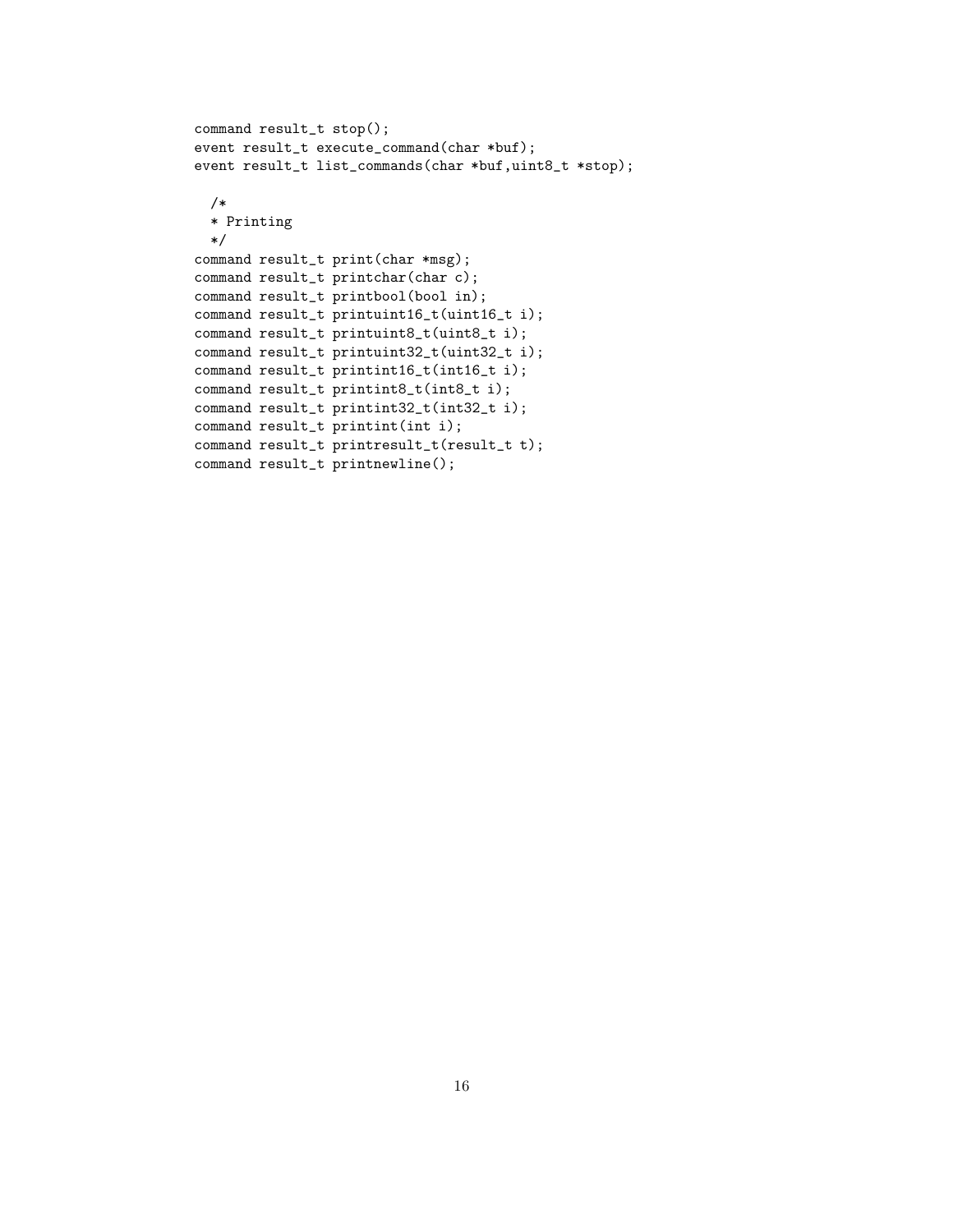```
command result_t stop();
event result_t execute_command(char *buf);
event result_t list_commands(char *buf,uint8_t *stop);

  /*
  * Printing
  */
command result_t print(char *msg);
command result_t printchar(char c);
command result_t printbool(bool in);
command result_t printuint16_t(uint16_t i);
command result_t printuint8_t(uint8_t i);
command result_t printuint32_t(uint32_t i);
command result_t printint16_t(int16_t i);
command result_t printint8_t(int8_t i);
command result_t printint32_t(int32_t i);
command result_t printint(int i);
command result_t printresult_t(result_t t);
command result_t printnewline();
```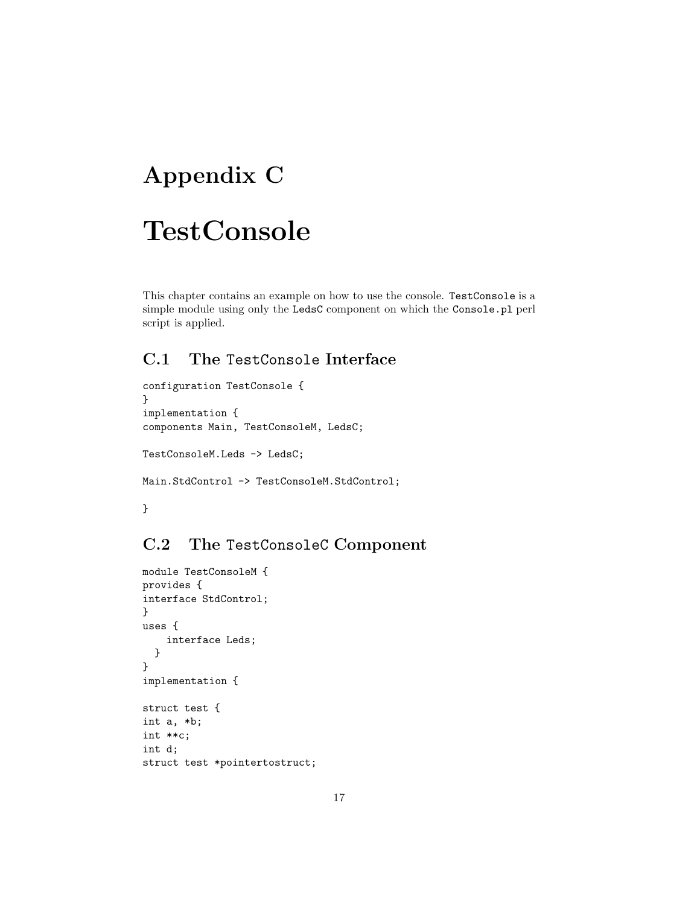# Appendix C

# TestConsole

This chapter contains an example on how to use the console. `TestConsole` is a simple module using only the `LedsC` component on which the `Console.pl` perl script is applied.

## C.1 The `TestConsole` Interface

```
configuration TestConsole {
}
implementation {
components Main, TestConsoleM, LedsC;

TestConsoleM.Leds -> LedsC;

Main.StdControl -> TestConsoleM.StdControl;

}
```

## C.2 The `TestConsoleC` Component

```
module TestConsoleM {
provides {
interface StdControl;
}
uses {
    interface Leds;
  }
}
implementation {

struct test {
int a, *b;
int **c;
int d;
struct test *pointertostruct;
```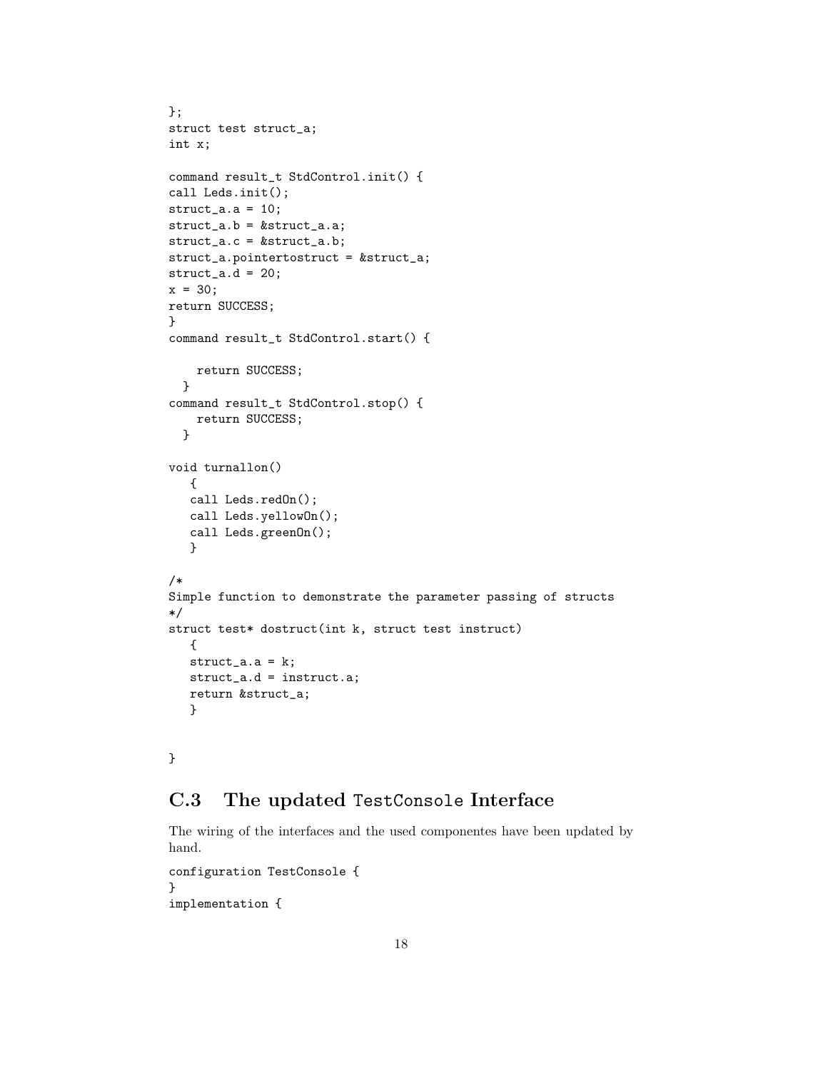```
};
struct test struct_a;
int x;

command result_t StdControl.init() {
call Leds.init();
struct_a.a = 10;
struct_a.b = &struct_a.a;
struct_a.c = &struct_a.b;
struct_a.pointertostruct = &struct_a;
struct_a.d = 20;
x = 30;
return SUCCESS;
}
command result_t StdControl.start() {

    return SUCCESS;
  }
command result_t StdControl.stop() {
    return SUCCESS;
  }

void turnallon()
   {
   call Leds.redOn();
   call Leds.yellowOn();
   call Leds.greenOn();
   }

/*
Simple function to demonstrate the parameter passing of structs
*/
struct test* dostruct(int k, struct test instruct)
   {
   struct_a.a = k;
   struct_a.d = instruct.a;
   return &struct_a;
   }


}
```

## C.3 The updated `TestConsole` Interface

The wiring of the interfaces and the used componentes have been updated by hand.

```
configuration TestConsole {
}
implementation {
```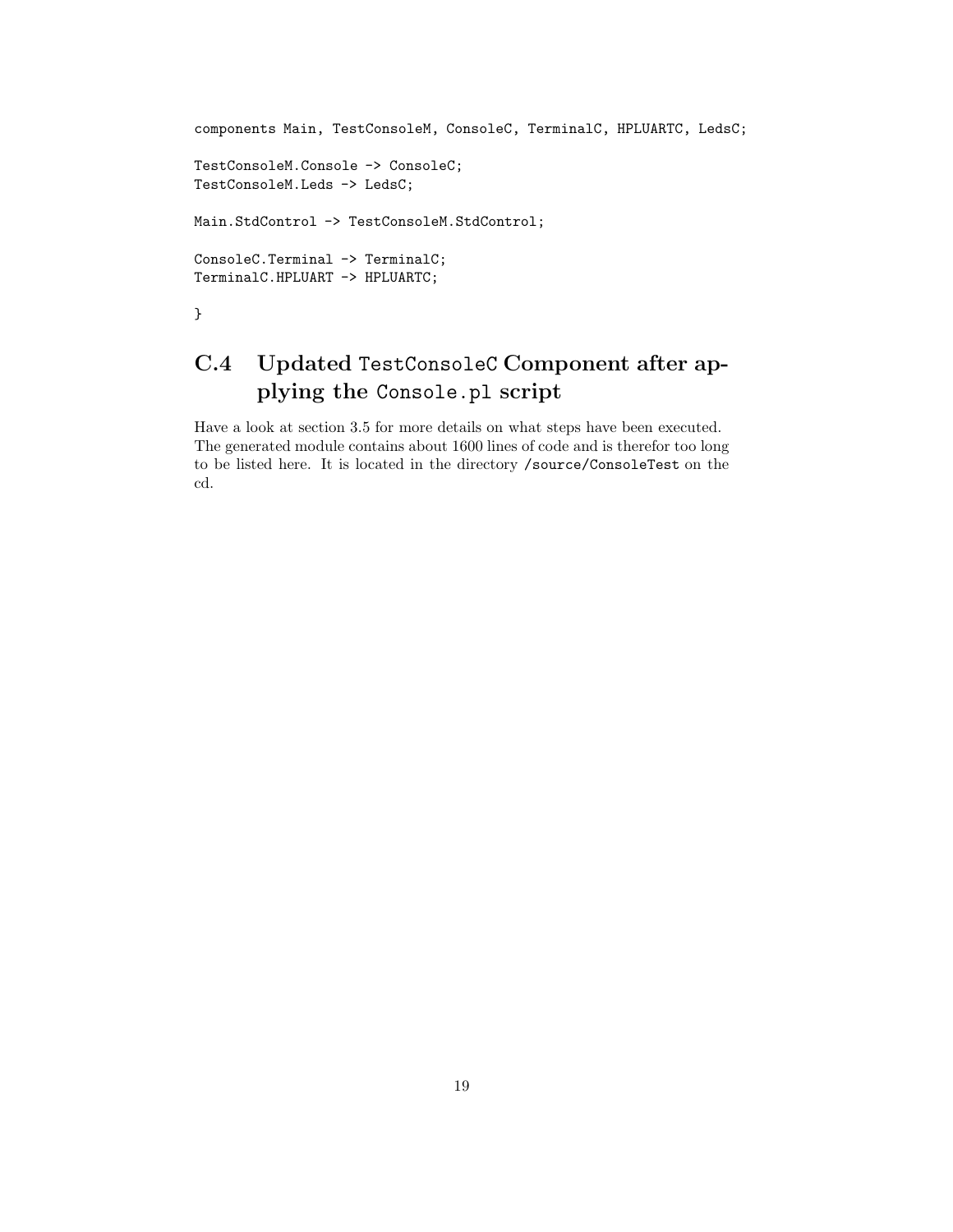```
components Main, TestConsoleM, ConsoleC, TerminalC, HPLUARTC, LedsC;

TestConsoleM.Console -> ConsoleC;
TestConsoleM.Leds -> LedsC;

Main.StdControl -> TestConsoleM.StdControl;

ConsoleC.Terminal -> TerminalC;
TerminalC.HPLUART -> HPLUARTC;

}
```

## C.4 Updated `TestConsoleC` Component after applying the `Console.pl` script

Have a look at section 3.5 for more details on what steps have been executed. The generated module contains about 1600 lines of code and is therefor too long to be listed here. It is located in the directory `/source/ConsoleTest` on the cd.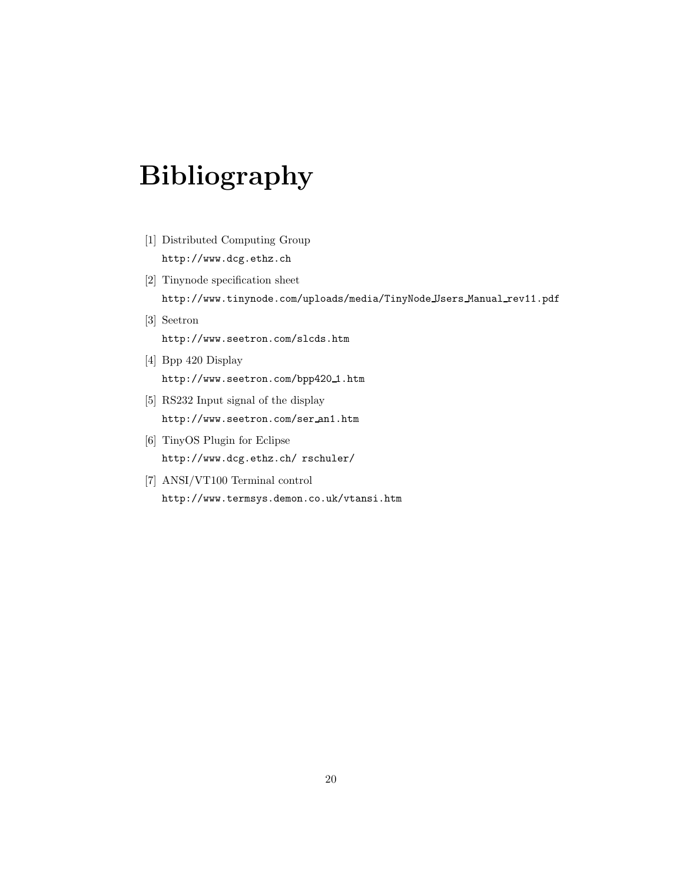# Bibliography

[1] Distributed Computing Group
http://www.dcg.ethz.ch

[2] Tinynode specification sheet
http://www.tinynode.com/uploads/media/TinyNode_Users_Manual_rev11.pdf

[3] Seetron
http://www.seetron.com/slcds.htm

[4] Bpp 420 Display
http://www.seetron.com/bpp420_1.htm

[5] RS232 Input signal of the display
http://www.seetron.com/ser_an1.htm

[6] TinyOS Plugin for Eclipse
http://www.dcg.ethz.ch/ rschuler/

[7] ANSI/VT100 Terminal control
http://www.termsys.demon.co.uk/vtansi.htm